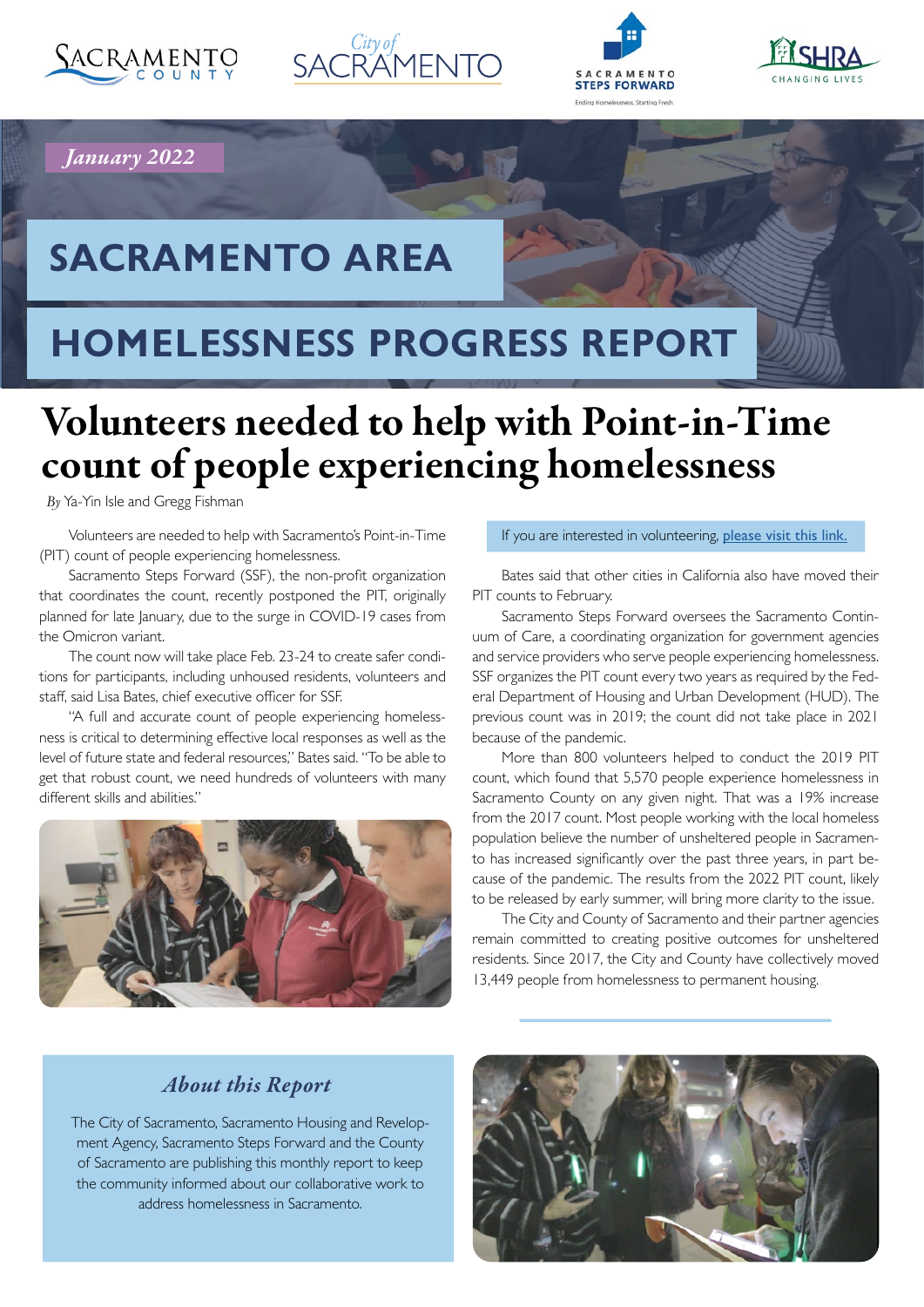*January 2022*

# SACRAMENTO AREA HOMELESSNESS PROGRESS REPORT

## Volunteers needed to help with Point-in-Time count of people experiencing homelessness

*By* Ya-Yin Isle and Gregg Fishman

Volunteers are needed to help with Sacramento's Point-in-Time (PIT) count of people experiencing homelessness.

Sacramento Steps Forward (SSF), the non-profit organization that coordinates the count, recently postponed the PIT, originally planned for late January, due to the surge in COVID-19 cases from the Omicron variant.

The count now will take place Feb. 23-24 to create safer conditions for participants, including unhoused residents, volunteers and staff, said Lisa Bates, chief executive officer for SSF.

"A full and accurate count of people experiencing homelessness is critical to determining effective local responses as well as the level of future state and federal resources," Bates said. "To be able to get that robust count, we need hundreds of volunteers with many different skills and abilities."

If you are interested in volunteering, please visit this link.

Bates said that other cities in California also have moved their PIT counts to February.

Sacramento Steps Forward oversees the Sacramento Continuum of Care, a coordinating organization for government agencies and service providers who serve people experiencing homelessness. SSF organizes the PIT count every two years as required by the Federal Department of Housing and Urban Development (HUD). The previous count was in 2019; the count did not take place in 2021 because of the pandemic.

More than 800 volunteers helped to conduct the 2019 PIT count, which found that 5,570 people experience homelessness in Sacramento County on any given night. That was a 19% increase from the 2017 count. Most people working with the local homeless population believe the number of unsheltered people in Sacramento has increased significantly over the past three years, in part because of the pandemic. The results from the 2022 PIT count, likely to be released by early summer, will bring more clarity to the issue.

The City and County of Sacramento and their partner agencies remain committed to creating positive outcomes for unsheltered residents. Since 2017, the City and County have collectively moved 13,449 people from homelessness to permanent housing.

### *About this Report*

The City of Sacramento, Sacramento Housing and Redevelopment Agency, Sacramento Steps Forward and the County of Sacramento are publishing this monthly report to keep the community informed about our collaborative work to address homelessness in Sacramento.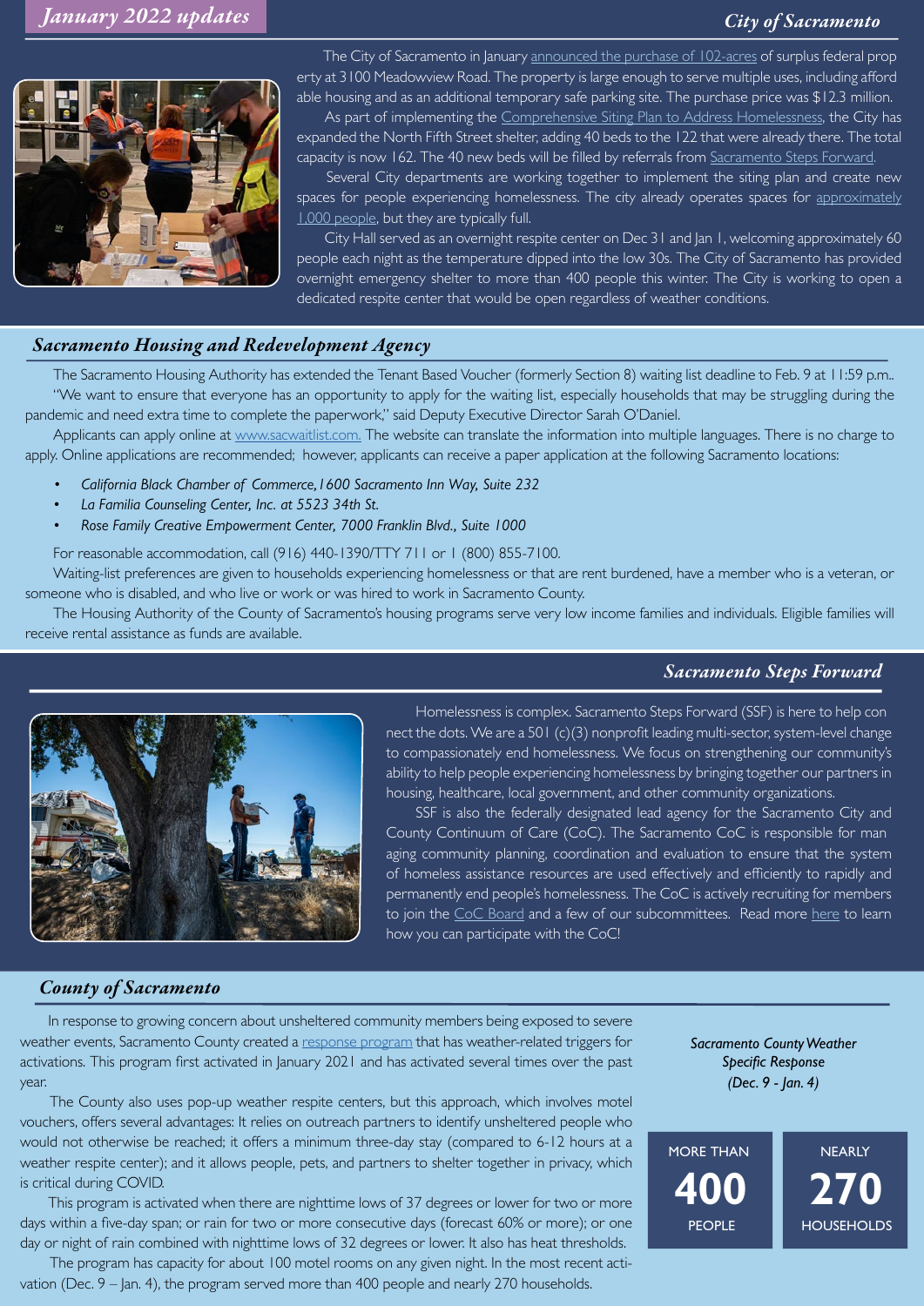## January 2022 updates

## City of Sacramento

The City of Sacramento in January announced the purchase of 102-acres of surplus federal property at 3100 Meadowview Road. The property is large enough to serve multiple uses, including affordable housing and as an additional temporary safe parking site. The purchase price was $12.3 million.

As part of implementing the Comprehensive Siting Plan to Address Homelessness, the City has expanded the North Fifth Street shelter, adding 40 beds to the 122 that were already there. The total capacity is now 162. The 40 new beds will be filled by referrals from Sacramento Steps Forward.

Several City departments are working together to implement the siting plan and create new spaces for people experiencing homelessness. The city already operates spaces for approximately 1,000 people, but they are typically full.

City Hall served as an overnight respite center on Dec 31 and Jan 1, welcoming approximately 60 people each night as the temperature dipped into the low 30s. The City of Sacramento has provided overnight emergency shelter to more than 400 people this winter. The City is working to open a dedicated respite center that would be open regardless of weather conditions.

## Sacramento Housing and Redevelopment Agency

The Sacramento Housing Authority has extended the Tenant Based Voucher (formerly Section 8) waiting list deadline to Feb. 9 at 11:59 p.m.. "We want to ensure that everyone has an opportunity to apply for the waiting list, especially households that may be struggling during the pandemic and need extra time to complete the paperwork," said Deputy Executive Director Sarah O'Daniel.

Applicants can apply online at www.sacwaitlist.com. The website can translate the information into multiple languages. There is no charge to apply. Online applications are recommended; however, applicants can receive a paper application at the following Sacramento locations:

- *California Black Chamber of Commerce, 1600 Sacramento Inn Way, Suite 232*
- *La Familia Counseling Center, Inc. at 5523 34th St.*
- *Rose Family Creative Empowerment Center, 7000 Franklin Blvd., Suite 1000*

For reasonable accommodation, call (916) 440-1390/TTY 711 or 1 (800) 855-7100.

Waiting-list preferences are given to households experiencing homelessness or that are rent burdened, have a member who is a veteran, or someone who is disabled, and who live or work or was hired to work in Sacramento County.

The Housing Authority of the County of Sacramento's housing programs serve very low income families and individuals. Eligible families will receive rental assistance as funds are available.

## Sacramento Steps Forward

Homelessness is complex. Sacramento Steps Forward (SSF) is here to help connect the dots. We are a 501 (c)(3) nonprofit leading multi-sector, system-level change to compassionately end homelessness. We focus on strengthening our community's ability to help people experiencing homelessness by bringing together our partners in housing, healthcare, local government, and other community organizations.

SSF is also the federally designated lead agency for the Sacramento City and County Continuum of Care (CoC). The Sacramento CoC is responsible for managing community planning, coordination and evaluation to ensure that the system of homeless assistance resources are used effectively and efficiently to rapidly and permanently end people's homelessness. The CoC is actively recruiting for members to join the CoC Board and a few of our subcommittees. Read more here to learn how you can participate with the CoC!

## County of Sacramento

In response to growing concern about unsheltered community members being exposed to severe weather events, Sacramento County created a response program that has weather-related triggers for activations. This program first activated in January 2021 and has activated several times over the past year.

The County also uses pop-up weather respite centers, but this approach, which involves motel vouchers, offers several advantages: It relies on outreach partners to identify unsheltered people who would not otherwise be reached; it offers a minimum three-day stay (compared to 6-12 hours at a weather respite center); and it allows people, pets, and partners to shelter together in privacy, which is critical during COVID.

This program is activated when there are nighttime lows of 37 degrees or lower for two or more days within a five-day span; or rain for two or more consecutive days (forecast 60% or more); or one day or night of rain combined with nighttime lows of 32 degrees or lower. It also has heat thresholds.

The program has capacity for about 100 motel rooms on any given night. In the most recent activation (Dec. 9 – Jan. 4), the program served more than 400 people and nearly 270 households.

*Sacramento County Weather Specific Response (Dec. 9 - Jan. 4)*

MORE THAN **400** PEOPLE

NEARLY **270** HOUSEHOLDS